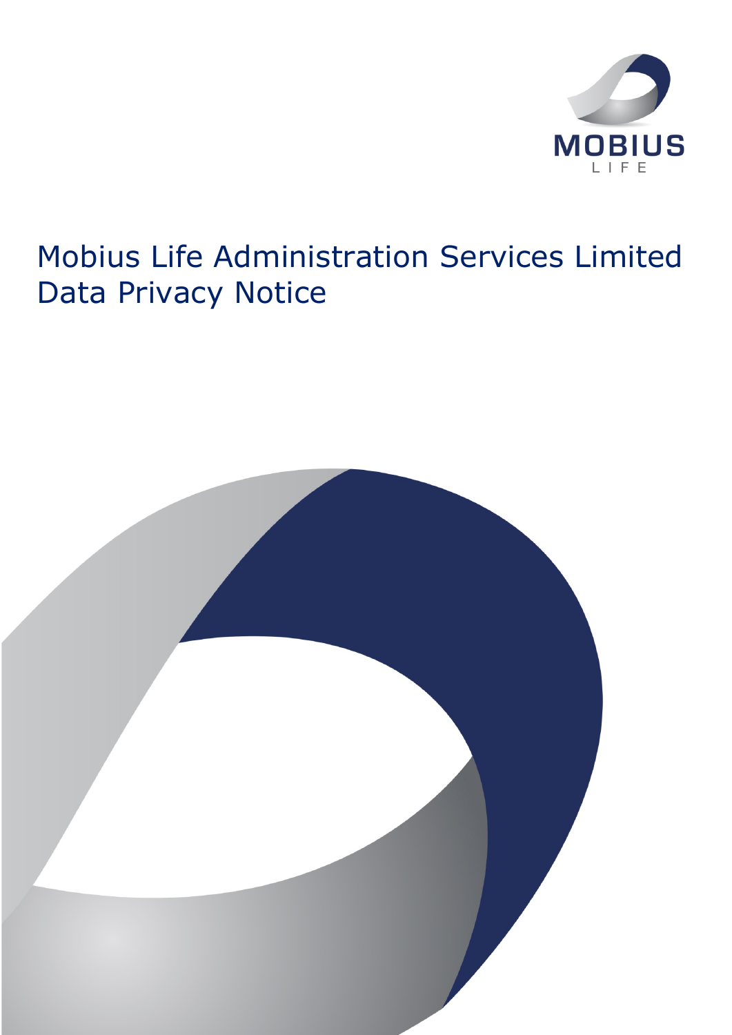MOBIUS LIFE

# Mobius Life Administration Services Limited Data Privacy Notice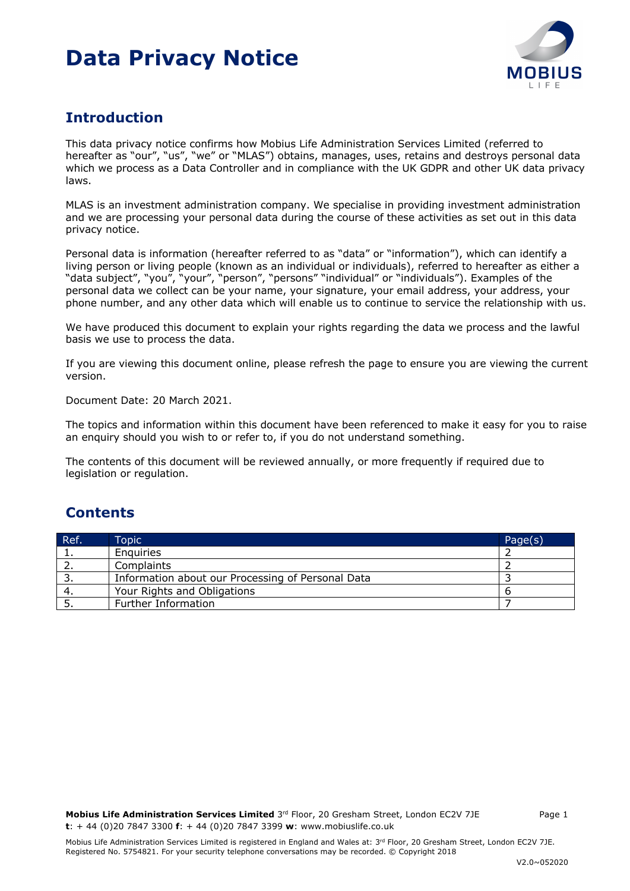# Data Privacy Notice

## Introduction

This data privacy notice confirms how Mobius Life Administration Services Limited (referred to hereafter as "our", "us", "we" or "MLAS") obtains, manages, uses, retains and destroys personal data which we process as a Data Controller and in compliance with the UK GDPR and other UK data privacy laws.

MLAS is an investment administration company. We specialise in providing investment administration and we are processing your personal data during the course of these activities as set out in this data privacy notice.

Personal data is information (hereafter referred to as "data" or "information"), which can identify a living person or living people (known as an individual or individuals), referred to hereafter as either a "data subject", "you", "your", "person", "persons" "individual" or "individuals"). Examples of the personal data we collect can be your name, your signature, your email address, your address, your phone number, and any other data which will enable us to continue to service the relationship with us.

We have produced this document to explain your rights regarding the data we process and the lawful basis we use to process the data.

If you are viewing this document online, please refresh the page to ensure you are viewing the current version.

Document Date: 20 March 2021.

The topics and information within this document have been referenced to make it easy for you to raise an enquiry should you wish to or refer to, if you do not understand something.

The contents of this document will be reviewed annually, or more frequently if required due to legislation or regulation.

## Contents

| Ref. | Topic | Page(s) |
|---|---|---|
| 1. | Enquiries | 2 |
| 2. | Complaints | 2 |
| 3. | Information about our Processing of Personal Data | 3 |
| 4. | Your Rights and Obligations | 6 |
| 5. | Further Information | 7 |

**Mobius Life Administration Services Limited** 3rd Floor, 20 Gresham Street, London EC2V 7JE
**t**: + 44 (0)20 7847 3300 **f**: + 44 (0)20 7847 3399 **w**: www.mobiuslife.co.uk

Mobius Life Administration Services Limited is registered in England and Wales at: 3rd Floor, 20 Gresham Street, London EC2V 7JE. Registered No. 5754821. For your security telephone conversations may be recorded. © Copyright 2018

V2.0~052020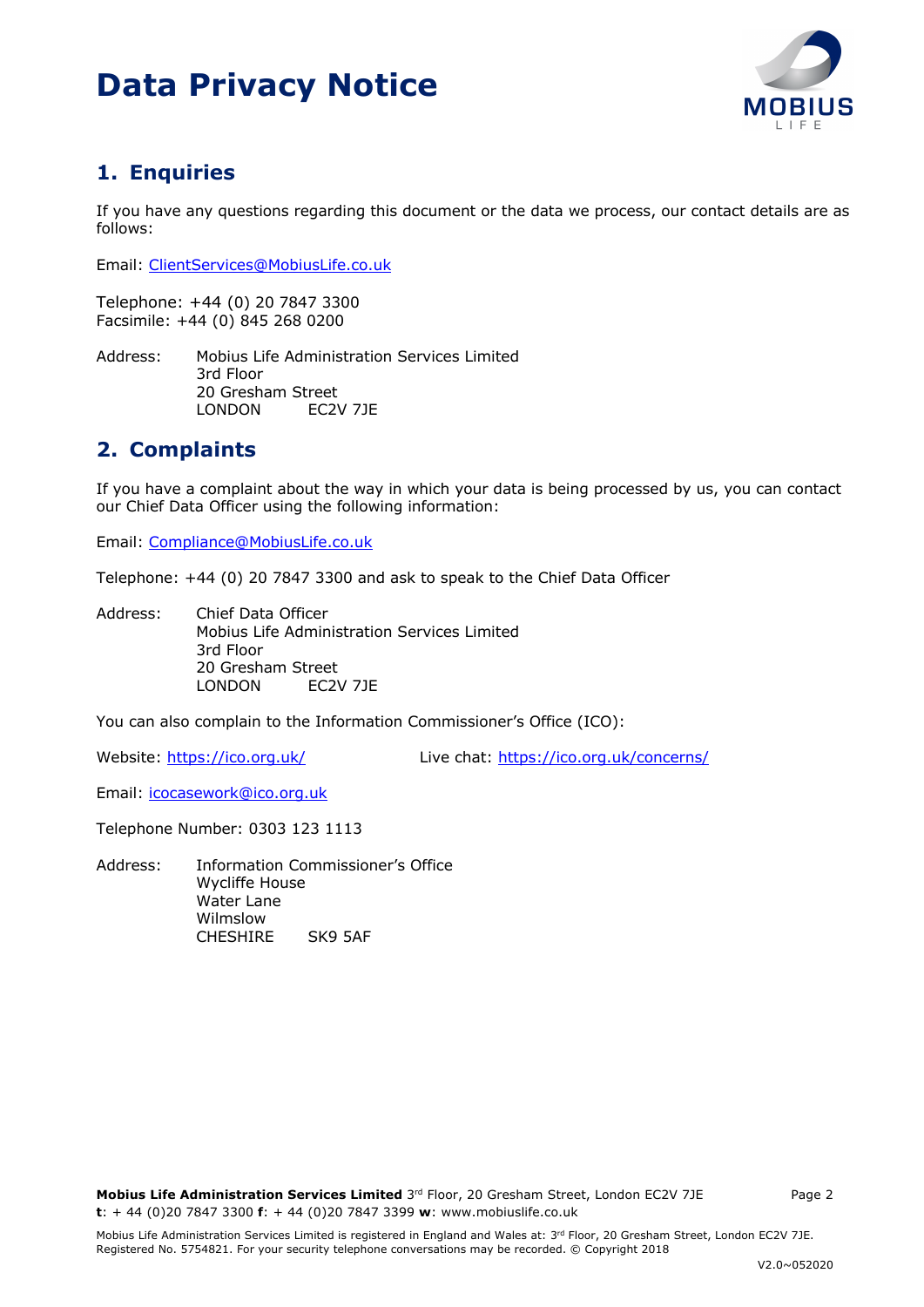# Data Privacy Notice

## 1. Enquiries

If you have any questions regarding this document or the data we process, our contact details are as follows:

Email: ClientServices@MobiusLife.co.uk

Telephone: +44 (0) 20 7847 3300
Facsimile: +44 (0) 845 268 0200

Address: Mobius Life Administration Services Limited
3rd Floor
20 Gresham Street
LONDON EC2V 7JE

## 2. Complaints

If you have a complaint about the way in which your data is being processed by us, you can contact our Chief Data Officer using the following information:

Email: Compliance@MobiusLife.co.uk

Telephone: +44 (0) 20 7847 3300 and ask to speak to the Chief Data Officer

Address: Chief Data Officer
Mobius Life Administration Services Limited
3rd Floor
20 Gresham Street
LONDON EC2V 7JE

You can also complain to the Information Commissioner's Office (ICO):

Website: https://ico.org.uk/ Live chat: https://ico.org.uk/concerns/

Email: icocasework@ico.org.uk

Telephone Number: 0303 123 1113

Address: Information Commissioner's Office
Wycliffe House
Water Lane
Wilmslow
CHESHIRE SK9 5AF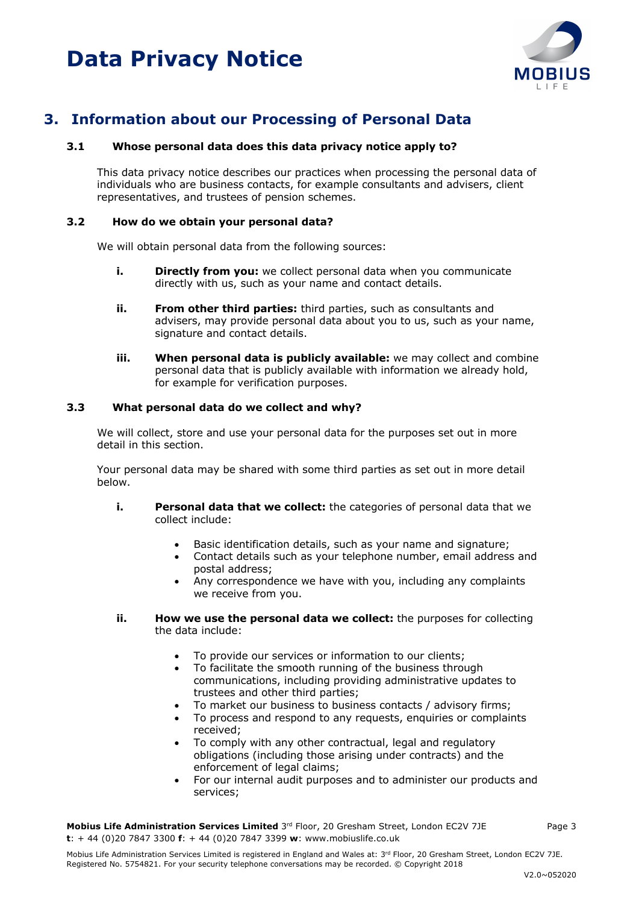## 3. Information about our Processing of Personal Data

### 3.1 Whose personal data does this data privacy notice apply to?

This data privacy notice describes our practices when processing the personal data of individuals who are business contacts, for example consultants and advisers, client representatives, and trustees of pension schemes.

### 3.2 How do we obtain your personal data?

We will obtain personal data from the following sources:

i. **Directly from you:** we collect personal data when you communicate directly with us, such as your name and contact details.

ii. **From other third parties:** third parties, such as consultants and advisers, may provide personal data about you to us, such as your name, signature and contact details.

iii. **When personal data is publicly available:** we may collect and combine personal data that is publicly available with information we already hold, for example for verification purposes.

### 3.3 What personal data do we collect and why?

We will collect, store and use your personal data for the purposes set out in more detail in this section.

Your personal data may be shared with some third parties as set out in more detail below.

i. **Personal data that we collect:** the categories of personal data that we collect include:

- Basic identification details, such as your name and signature;
- Contact details such as your telephone number, email address and postal address;
- Any correspondence we have with you, including any complaints we receive from you.

ii. **How we use the personal data we collect:** the purposes for collecting the data include:

- To provide our services or information to our clients;
- To facilitate the smooth running of the business through communications, including providing administrative updates to trustees and other third parties;
- To market our business to business contacts / advisory firms;
- To process and respond to any requests, enquiries or complaints received;
- To comply with any other contractual, legal and regulatory obligations (including those arising under contracts) and the enforcement of legal claims;
- For our internal audit purposes and to administer our products and services;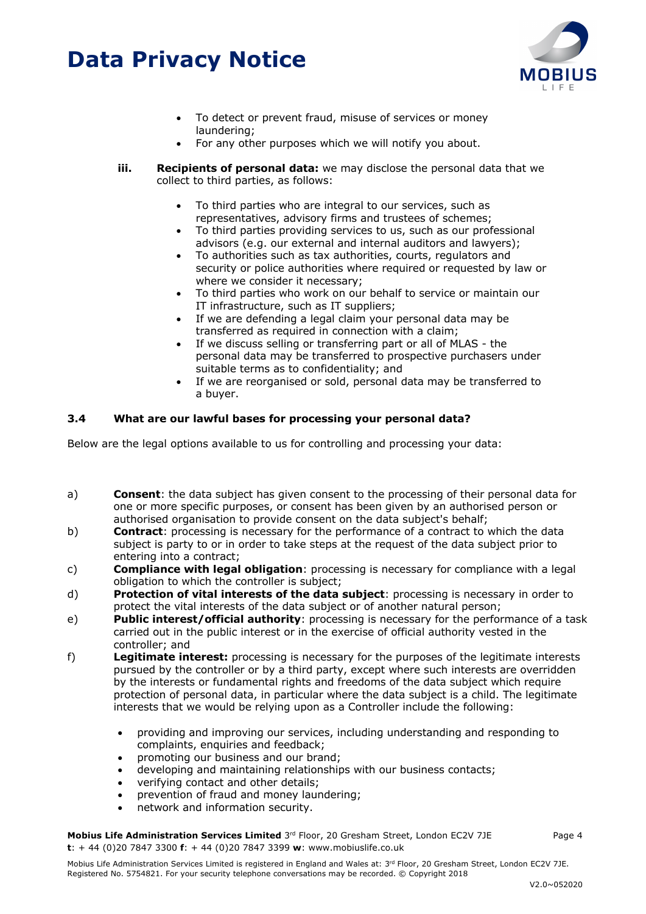- To detect or prevent fraud, misuse of services or money laundering;
- For any other purposes which we will notify you about.

**iii. Recipients of personal data:** we may disclose the personal data that we collect to third parties, as follows:

- To third parties who are integral to our services, such as representatives, advisory firms and trustees of schemes;
- To third parties providing services to us, such as our professional advisors (e.g. our external and internal auditors and lawyers);
- To authorities such as tax authorities, courts, regulators and security or police authorities where required or requested by law or where we consider it necessary;
- To third parties who work on our behalf to service or maintain our IT infrastructure, such as IT suppliers;
- If we are defending a legal claim your personal data may be transferred as required in connection with a claim;
- If we discuss selling or transferring part or all of MLAS - the personal data may be transferred to prospective purchasers under suitable terms as to confidentiality; and
- If we are reorganised or sold, personal data may be transferred to a buyer.

### 3.4 What are our lawful bases for processing your personal data?

Below are the legal options available to us for controlling and processing your data:

a) **Consent**: the data subject has given consent to the processing of their personal data for one or more specific purposes, or consent has been given by an authorised person or authorised organisation to provide consent on the data subject's behalf;

b) **Contract**: processing is necessary for the performance of a contract to which the data subject is party to or in order to take steps at the request of the data subject prior to entering into a contract;

c) **Compliance with legal obligation**: processing is necessary for compliance with a legal obligation to which the controller is subject;

d) **Protection of vital interests of the data subject**: processing is necessary in order to protect the vital interests of the data subject or of another natural person;

e) **Public interest/official authority**: processing is necessary for the performance of a task carried out in the public interest or in the exercise of official authority vested in the controller; and

f) **Legitimate interest:** processing is necessary for the purposes of the legitimate interests pursued by the controller or by a third party, except where such interests are overridden by the interests or fundamental rights and freedoms of the data subject which require protection of personal data, in particular where the data subject is a child. The legitimate interests that we would be relying upon as a Controller include the following:

- providing and improving our services, including understanding and responding to complaints, enquiries and feedback;
- promoting our business and our brand;
- developing and maintaining relationships with our business contacts;
- verifying contact and other details;
- prevention of fraud and money laundering;
- network and information security.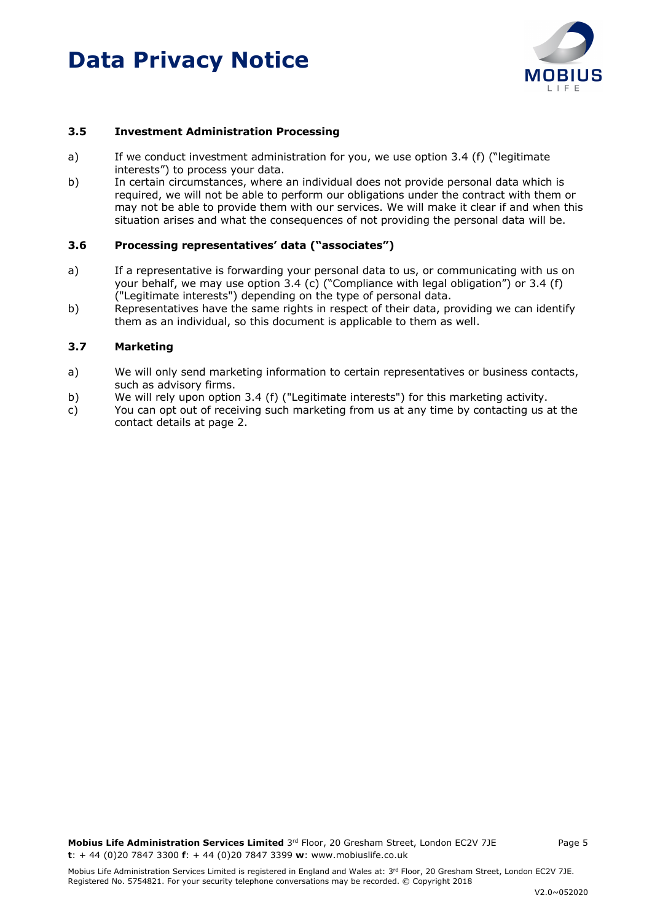### 3.5 Investment Administration Processing

a) If we conduct investment administration for you, we use option 3.4 (f) ("legitimate interests") to process your data.

b) In certain circumstances, where an individual does not provide personal data which is required, we will not be able to perform our obligations under the contract with them or may not be able to provide them with our services. We will make it clear if and when this situation arises and what the consequences of not providing the personal data will be.

### 3.6 Processing representatives' data ("associates")

a) If a representative is forwarding your personal data to us, or communicating with us on your behalf, we may use option 3.4 (c) ("Compliance with legal obligation") or 3.4 (f) ("Legitimate interests") depending on the type of personal data.

b) Representatives have the same rights in respect of their data, providing we can identify them as an individual, so this document is applicable to them as well.

### 3.7 Marketing

a) We will only send marketing information to certain representatives or business contacts, such as advisory firms.

b) We will rely upon option 3.4 (f) ("Legitimate interests") for this marketing activity.

c) You can opt out of receiving such marketing from us at any time by contacting us at the contact details at page 2.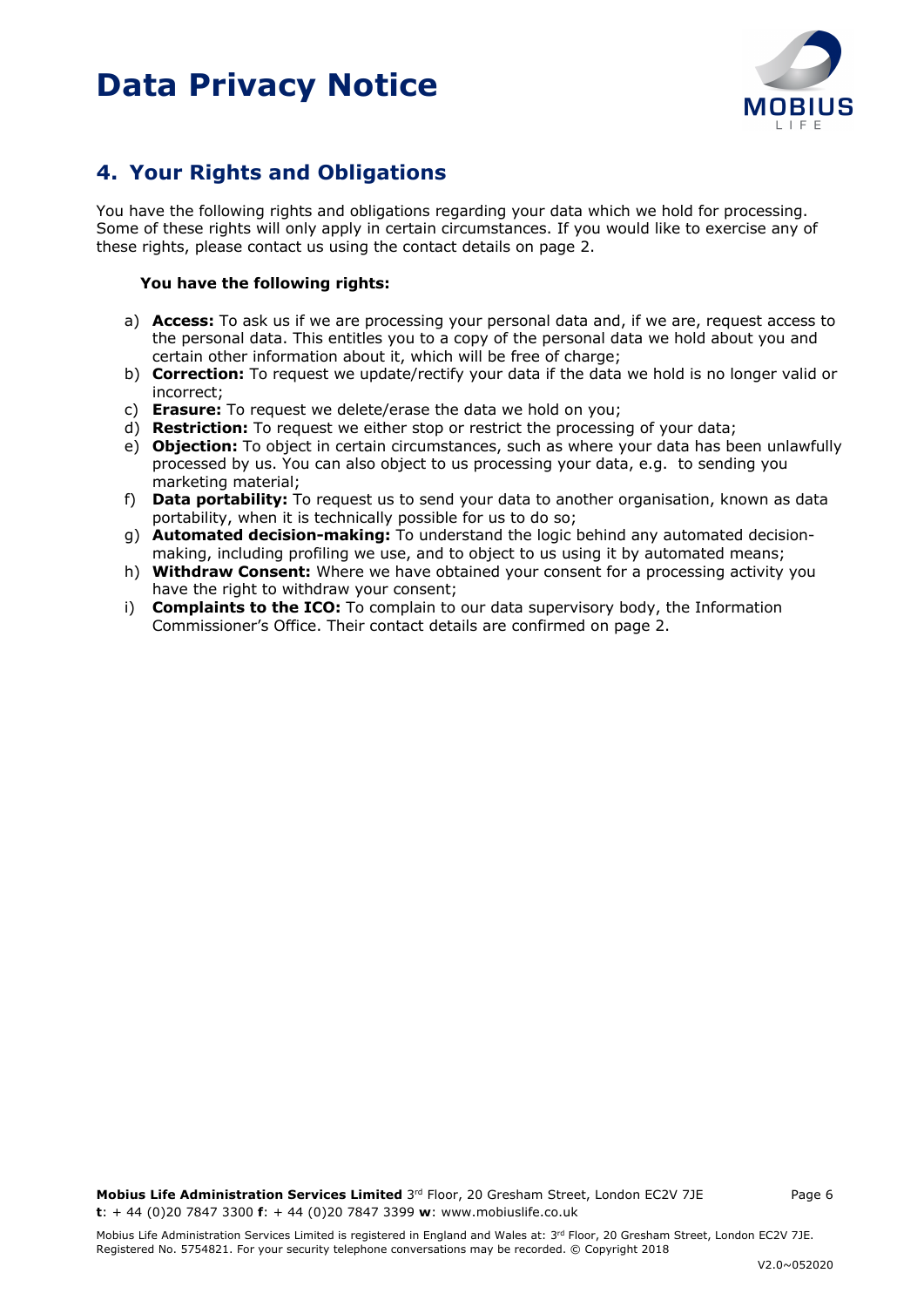# Data Privacy Notice

## 4. Your Rights and Obligations

You have the following rights and obligations regarding your data which we hold for processing. Some of these rights will only apply in certain circumstances. If you would like to exercise any of these rights, please contact us using the contact details on page 2.

**You have the following rights:**

a) **Access:** To ask us if we are processing your personal data and, if we are, request access to the personal data. This entitles you to a copy of the personal data we hold about you and certain other information about it, which will be free of charge;
b) **Correction:** To request we update/rectify your data if the data we hold is no longer valid or incorrect;
c) **Erasure:** To request we delete/erase the data we hold on you;
d) **Restriction:** To request we either stop or restrict the processing of your data;
e) **Objection:** To object in certain circumstances, such as where your data has been unlawfully processed by us. You can also object to us processing your data, e.g. to sending you marketing material;
f) **Data portability:** To request us to send your data to another organisation, known as data portability, when it is technically possible for us to do so;
g) **Automated decision-making:** To understand the logic behind any automated decision-making, including profiling we use, and to object to us using it by automated means;
h) **Withdraw Consent:** Where we have obtained your consent for a processing activity you have the right to withdraw your consent;
i) **Complaints to the ICO:** To complain to our data supervisory body, the Information Commissioner's Office. Their contact details are confirmed on page 2.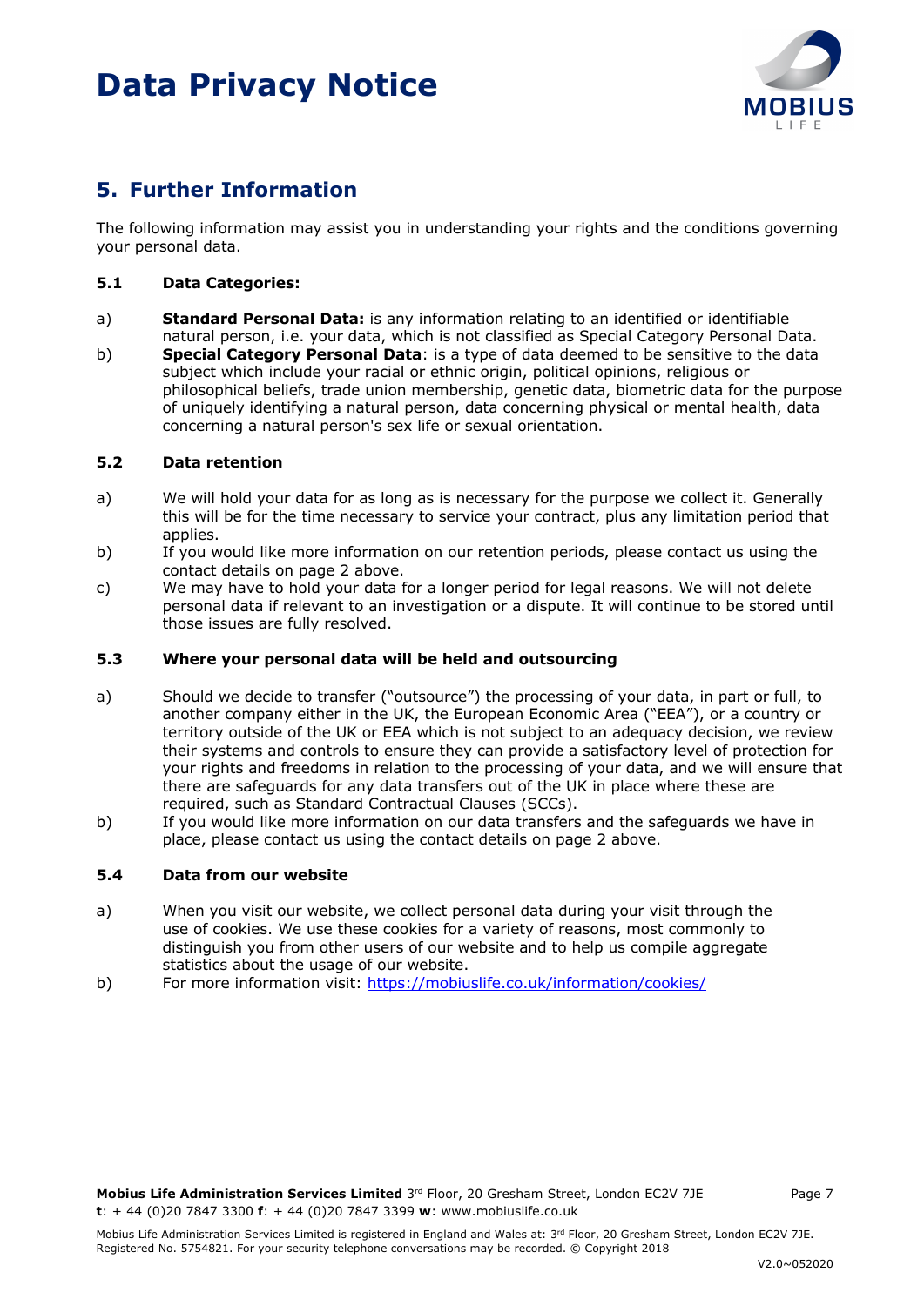# Data Privacy Notice

## 5. Further Information

The following information may assist you in understanding your rights and the conditions governing your personal data.

### 5.1 Data Categories:

a) **Standard Personal Data:** is any information relating to an identified or identifiable natural person, i.e. your data, which is not classified as Special Category Personal Data.

b) **Special Category Personal Data**: is a type of data deemed to be sensitive to the data subject which include your racial or ethnic origin, political opinions, religious or philosophical beliefs, trade union membership, genetic data, biometric data for the purpose of uniquely identifying a natural person, data concerning physical or mental health, data concerning a natural person's sex life or sexual orientation.

### 5.2 Data retention

a) We will hold your data for as long as is necessary for the purpose we collect it. Generally this will be for the time necessary to service your contract, plus any limitation period that applies.

b) If you would like more information on our retention periods, please contact us using the contact details on page 2 above.

c) We may have to hold your data for a longer period for legal reasons. We will not delete personal data if relevant to an investigation or a dispute. It will continue to be stored until those issues are fully resolved.

### 5.3 Where your personal data will be held and outsourcing

a) Should we decide to transfer ("outsource") the processing of your data, in part or full, to another company either in the UK, the European Economic Area ("EEA"), or a country or territory outside of the UK or EEA which is not subject to an adequacy decision, we review their systems and controls to ensure they can provide a satisfactory level of protection for your rights and freedoms in relation to the processing of your data, and we will ensure that there are safeguards for any data transfers out of the UK in place where these are required, such as Standard Contractual Clauses (SCCs).

b) If you would like more information on our data transfers and the safeguards we have in place, please contact us using the contact details on page 2 above.

### 5.4 Data from our website

a) When you visit our website, we collect personal data during your visit through the use of cookies. We use these cookies for a variety of reasons, most commonly to distinguish you from other users of our website and to help us compile aggregate statistics about the usage of our website.

b) For more information visit: [https://mobiuslife.co.uk/information/cookies/](https://mobiuslife.co.uk/information/cookies/)